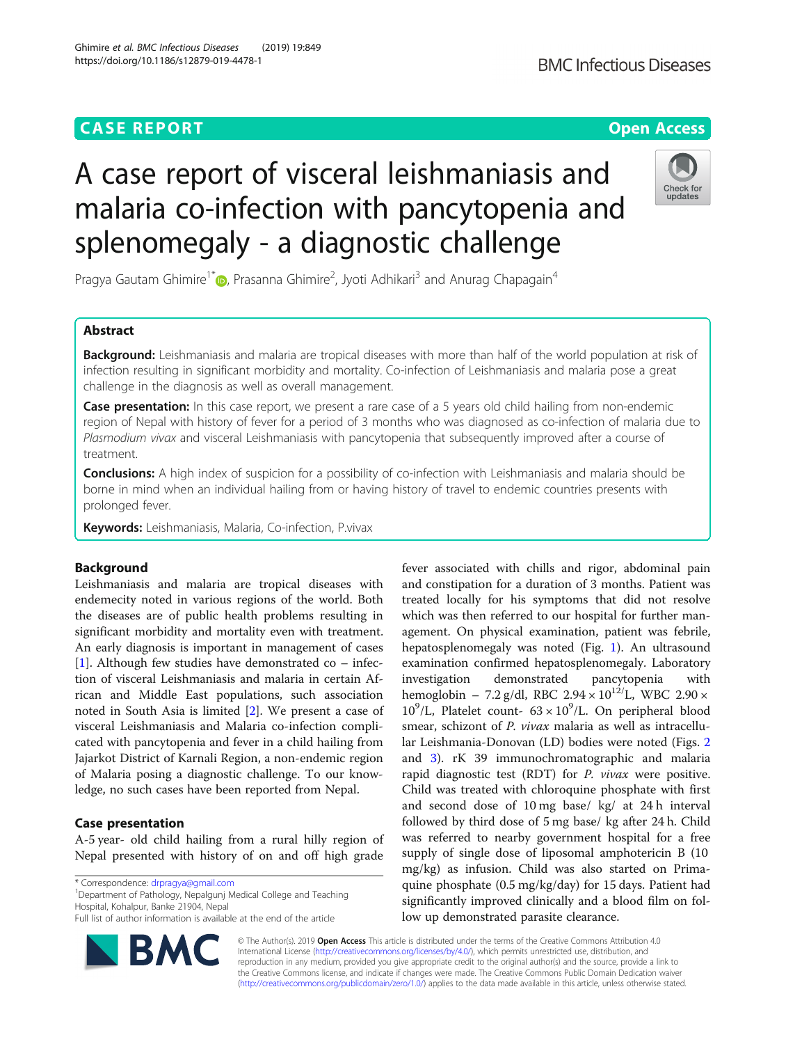CASE REPORT

Open Access

# A case report of visceral leishmaniasis and malaria co-infection with pancytopenia and splenomegaly - a diagnostic challenge

Pragya Gautam Ghimire[1*], Prasanna Ghimire[2], Jyoti Adhikari[3] and Anurag Chapagain[4]

## Abstract

**Background:** Leishmaniasis and malaria are tropical diseases with more than half of the world population at risk of infection resulting in significant morbidity and mortality. Co-infection of Leishmaniasis and malaria pose a great challenge in the diagnosis as well as overall management.

**Case presentation:** In this case report, we present a rare case of a 5 years old child hailing from non-endemic region of Nepal with history of fever for a period of 3 months who was diagnosed as co-infection of malaria due to *Plasmodium vivax* and visceral Leishmaniasis with pancytopenia that subsequently improved after a course of treatment.

**Conclusions:** A high index of suspicion for a possibility of co-infection with Leishmaniasis and malaria should be borne in mind when an individual hailing from or having history of travel to endemic countries presents with prolonged fever.

**Keywords:** Leishmaniasis, Malaria, Co-infection, P.vivax

## Background

Leishmaniasis and malaria are tropical diseases with endemecity noted in various regions of the world. Both the diseases are of public health problems resulting in significant morbidity and mortality even with treatment. An early diagnosis is important in management of cases [1]. Although few studies have demonstrated co – infection of visceral Leishmaniasis and malaria in certain African and Middle East populations, such association noted in South Asia is limited [2]. We present a case of visceral Leishmaniasis and Malaria co-infection complicated with pancytopenia and fever in a child hailing from Jajarkot District of Karnali Region, a non-endemic region of Malaria posing a diagnostic challenge. To our knowledge, no such cases have been reported from Nepal.

## Case presentation

A-5 year- old child hailing from a rural hilly region of Nepal presented with history of on and off high grade fever associated with chills and rigor, abdominal pain and constipation for a duration of 3 months. Patient was treated locally for his symptoms that did not resolve which was then referred to our hospital for further management. On physical examination, patient was febrile, hepatosplenomegaly was noted (Fig. 1). An ultrasound examination confirmed hepatosplenomegaly. Laboratory investigation demonstrated pancytopenia with hemoglobin – 7.2 g/dl, RBC $2.94 \times 10^{12}$/L, WBC $2.90 \times 10^{9}$/L, Platelet count- $63 \times 10^{9}$/L. On peripheral blood smear, schizont of *P. vivax* malaria as well as intracellular Leishmania-Donovan (LD) bodies were noted (Figs. 2 and 3). rK 39 immunochromatographic and malaria rapid diagnostic test (RDT) for *P. vivax* were positive. Child was treated with chloroquine phosphate with first and second dose of 10 mg base/ kg/ at 24 h interval followed by third dose of 5 mg base/ kg after 24 h. Child was referred to nearby government hospital for a free supply of single dose of liposomal amphotericin B (10 mg/kg) as infusion. Child was also started on Primaquine phosphate (0.5 mg/kg/day) for 15 days. Patient had significantly improved clinically and a blood film on follow up demonstrated parasite clearance.

---

* Correspondence: drpragya@gmail.com
[1]Department of Pathology, Nepalgunj Medical College and Teaching Hospital, Kohalpur, Banke 21904, Nepal
Full list of author information is available at the end of the article

© The Author(s). 2019 **Open Access** This article is distributed under the terms of the Creative Commons Attribution 4.0 International License (http://creativecommons.org/licenses/by/4.0/), which permits unrestricted use, distribution, and reproduction in any medium, provided you give appropriate credit to the original author(s) and the source, provide a link to the Creative Commons license, and indicate if changes were made. The Creative Commons Public Domain Dedication waiver (http://creativecommons.org/publicdomain/zero/1.0/) applies to the data made available in this article, unless otherwise stated.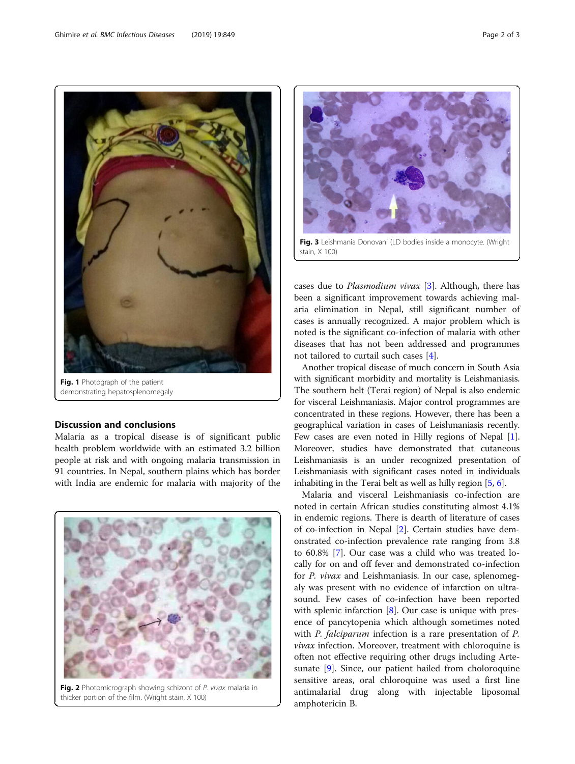Fig. 1 Photograph of the patient demonstrating hepatosplenomegaly

Fig. 2 Photomicrograph showing schizont of *P. vivax* malaria in thicker portion of the film. (Wright stain, X 100)

Fig. 3 Leishmania Donovani (LD bodies inside a monocyte. (Wright stain, X 100)

## Discussion and conclusions

Malaria as a tropical disease is of significant public health problem worldwide with an estimated 3.2 billion people at risk and with ongoing malaria transmission in 91 countries. In Nepal, southern plains which has border with India are endemic for malaria with majority of the cases due to *Plasmodium vivax* [3]. Although, there has been a significant improvement towards achieving malaria elimination in Nepal, still significant number of cases is annually recognized. A major problem which is noted is the significant co-infection of malaria with other diseases that has not been addressed and programmes not tailored to curtail such cases [4].

Another tropical disease of much concern in South Asia with significant morbidity and mortality is Leishmaniasis. The southern belt (Terai region) of Nepal is also endemic for visceral Leishmaniasis. Major control programmes are concentrated in these regions. However, there has been a geographical variation in cases of Leishmaniasis recently. Few cases are even noted in Hilly regions of Nepal [1]. Moreover, studies have demonstrated that cutaneous Leishmaniasis is an under recognized presentation of Leishmaniasis with significant cases noted in individuals inhabiting in the Terai belt as well as hilly region [5, 6].

Malaria and visceral Leishmaniasis co-infection are noted in certain African studies constituting almost 4.1% in endemic regions. There is dearth of literature of cases of co-infection in Nepal [2]. Certain studies have demonstrated co-infection prevalence rate ranging from 3.8 to 60.8% [7]. Our case was a child who was treated locally for on and off fever and demonstrated co-infection for *P. vivax* and Leishmaniasis. In our case, splenomegaly was present with no evidence of infarction on ultrasound. Few cases of co-infection have been reported with splenic infarction [8]. Our case is unique with presence of pancytopenia which although sometimes noted with *P. falciparum* infection is a rare presentation of *P. vivax* infection. Moreover, treatment with chloroquine is often not effective requiring other drugs including Artesunate [9]. Since, our patient hailed from choloroquine sensitive areas, oral chloroquine was used a first line antimalarial drug along with injectable liposomal amphotericin B.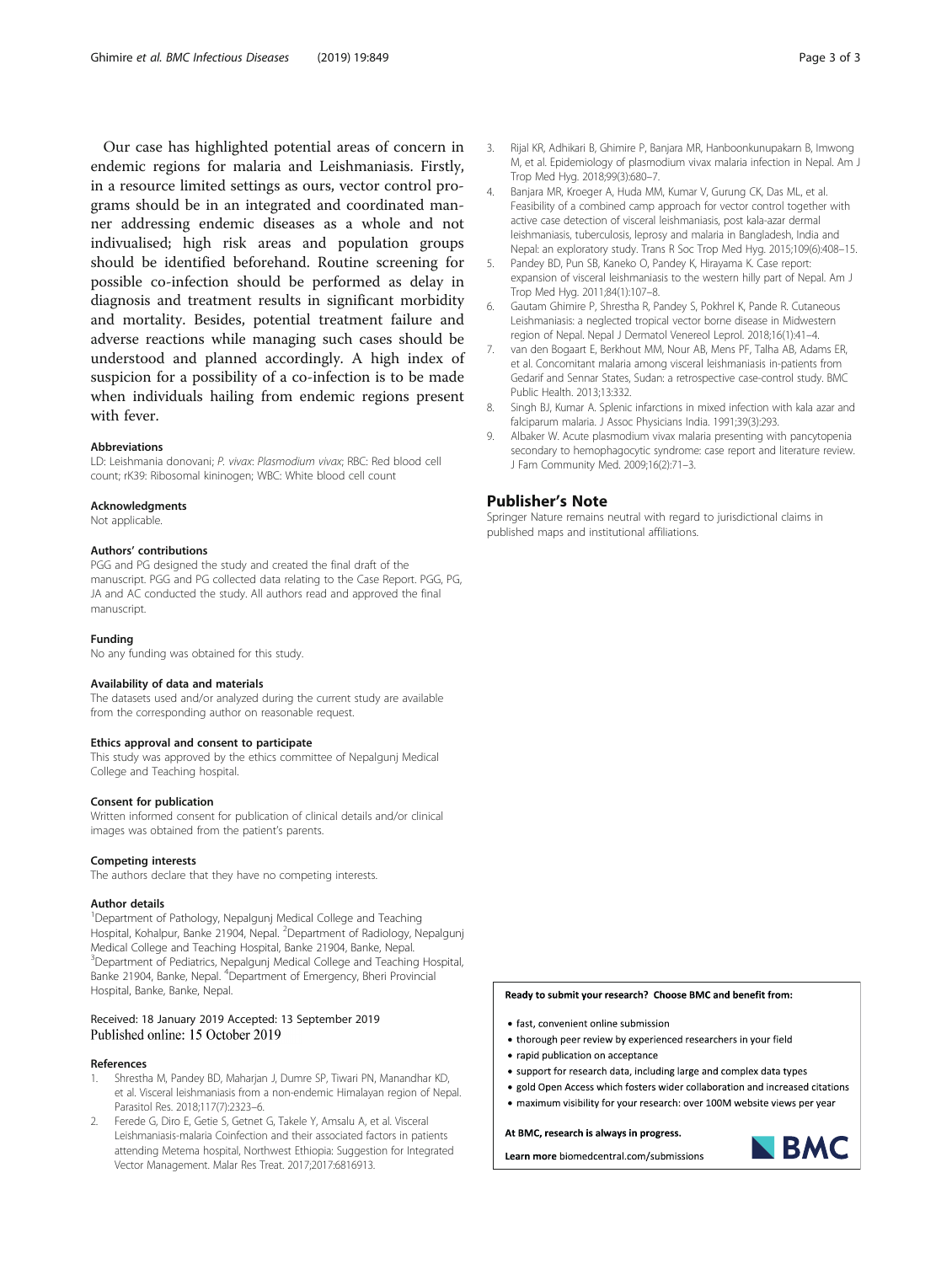Our case has highlighted potential areas of concern in endemic regions for malaria and Leishmaniasis. Firstly, in a resource limited settings as ours, vector control programs should be in an integrated and coordinated manner addressing endemic diseases as a whole and not indivualised; high risk areas and population groups should be identified beforehand. Routine screening for possible co-infection should be performed as delay in diagnosis and treatment results in significant morbidity and mortality. Besides, potential treatment failure and adverse reactions while managing such cases should be understood and planned accordingly. A high index of suspicion for a possibility of a co-infection is to be made when individuals hailing from endemic regions present with fever.

### Abbreviations

LD: Leishmania donovani; *P. vivax: Plasmodium vivax*; RBC: Red blood cell count; rK39: Ribosomal kininogen; WBC: White blood cell count

### Acknowledgments

Not applicable.

### Authors' contributions

PGG and PG designed the study and created the final draft of the manuscript. PGG and PG collected data relating to the Case Report. PGG, PG, JA and AC conducted the study. All authors read and approved the final manuscript.

### Funding

No any funding was obtained for this study.

### Availability of data and materials

The datasets used and/or analyzed during the current study are available from the corresponding author on reasonable request.

### Ethics approval and consent to participate

This study was approved by the ethics committee of Nepalgunj Medical College and Teaching hospital.

### Consent for publication

Written informed consent for publication of clinical details and/or clinical images was obtained from the patient's parents.

### Competing interests

The authors declare that they have no competing interests.

### Author details

[1]Department of Pathology, Nepalgunj Medical College and Teaching Hospital, Kohalpur, Banke 21904, Nepal. [2]Department of Radiology, Nepalgunj Medical College and Teaching Hospital, Banke 21904, Banke, Nepal. [3]Department of Pediatrics, Nepalgunj Medical College and Teaching Hospital, Banke 21904, Banke, Nepal. [4]Department of Emergency, Bheri Provincial Hospital, Banke, Banke, Nepal.

Received: 18 January 2019 Accepted: 13 September 2019
Published online: 15 October 2019

### References

1. Shrestha M, Pandey BD, Maharjan J, Dumre SP, Tiwari PN, Manandhar KD, et al. Visceral leishmaniasis from a non-endemic Himalayan region of Nepal. Parasitol Res. 2018;117(7):2323–6.
2. Ferede G, Diro E, Getie S, Getnet G, Takele Y, Amsalu A, et al. Visceral Leishmaniasis-malaria Coinfection and their associated factors in patients attending Metema hospital, Northwest Ethiopia: Suggestion for Integrated Vector Management. Malar Res Treat. 2017;2017:6816913.
3. Rijal KR, Adhikari B, Ghimire P, Banjara MR, Hanboonkunupakarn B, Imwong M, et al. Epidemiology of plasmodium vivax malaria infection in Nepal. Am J Trop Med Hyg. 2018;99(3):680–7.
4. Banjara MR, Kroeger A, Huda MM, Kumar V, Gurung CK, Das ML, et al. Feasibility of a combined camp approach for vector control together with active case detection of visceral leishmaniasis, post kala-azar dermal leishmaniasis, tuberculosis, leprosy and malaria in Bangladesh, India and Nepal: an exploratory study. Trans R Soc Trop Med Hyg. 2015;109(6):408–15.
5. Pandey BD, Pun SB, Kaneko O, Pandey K, Hirayama K. Case report: expansion of visceral leishmaniasis to the western hilly part of Nepal. Am J Trop Med Hyg. 2011;84(1):107–8.
6. Gautam Ghimire P, Shrestha R, Pandey S, Pokhrel K, Pande R. Cutaneous Leishmaniasis: a neglected tropical vector borne disease in Midwestern region of Nepal. Nepal J Dermatol Venereol Leprol. 2018;16(1):41–4.
7. van den Bogaart E, Berkhout MM, Nour AB, Mens PF, Talha AB, Adams ER, et al. Concomitant malaria among visceral leishmaniasis in-patients from Gedarif and Sennar States, Sudan: a retrospective case-control study. BMC Public Health. 2013;13:332.
8. Singh BJ, Kumar A. Splenic infarctions in mixed infection with kala azar and falciparum malaria. J Assoc Physicians India. 1991;39(3):293.
9. Albaker W. Acute plasmodium vivax malaria presenting with pancytopenia secondary to hemophagocytic syndrome: case report and literature review. J Fam Community Med. 2009;16(2):71–3.

## Publisher's Note

Springer Nature remains neutral with regard to jurisdictional claims in published maps and institutional affiliations.

**Ready to submit your research? Choose BMC and benefit from:**

- fast, convenient online submission
- thorough peer review by experienced researchers in your field
- rapid publication on acceptance
- support for research data, including large and complex data types
- gold Open Access which fosters wider collaboration and increased citations
- maximum visibility for your research: over 100M website views per year

**At BMC, research is always in progress.**

**Learn more** biomedcentral.com/submissions

BMC